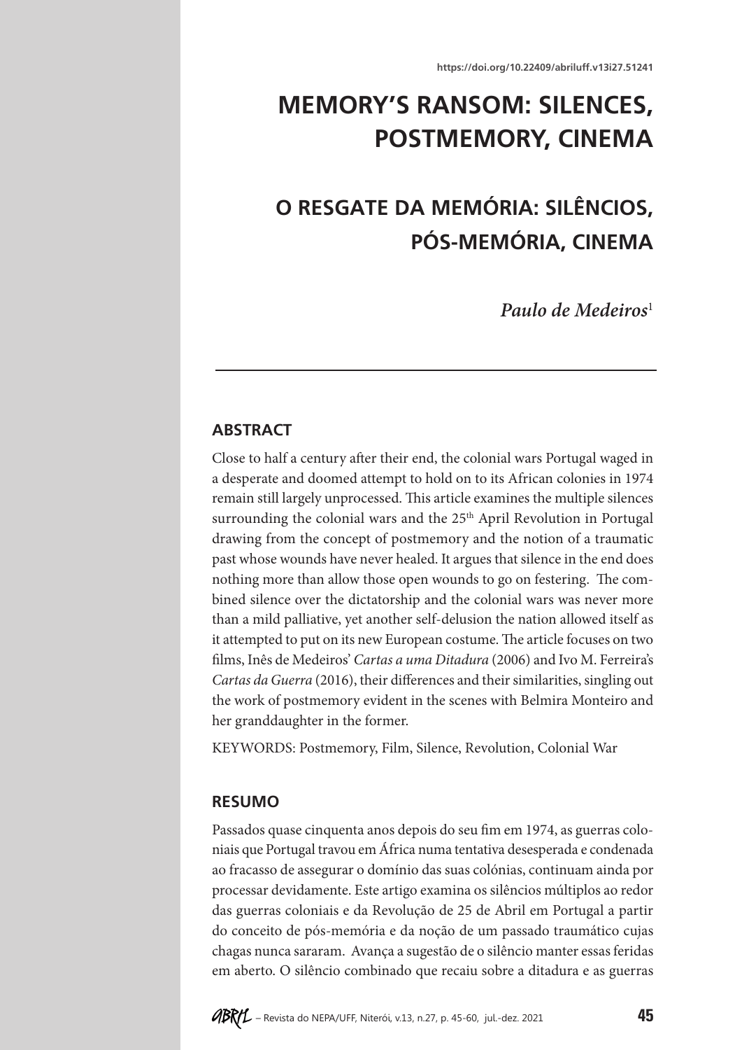https://doi.org/10.22409/abriluff.v13i27.51241

# MEMORY'S RANSOM: SILENCES, POSTMEMORY, CINEMA

# O RESGATE DA MEMÓRIA: SILÊNCIOS, PÓS-MEMÓRIA, CINEMA

***Paulo de Medeiros***[1]

## ABSTRACT

Close to half a century after their end, the colonial wars Portugal waged in a desperate and doomed attempt to hold on to its African colonies in 1974 remain still largely unprocessed. This article examines the multiple silences surrounding the colonial wars and the 25th April Revolution in Portugal drawing from the concept of postmemory and the notion of a traumatic past whose wounds have never healed. It argues that silence in the end does nothing more than allow those open wounds to go on festering. The combined silence over the dictatorship and the colonial wars was never more than a mild palliative, yet another self-delusion the nation allowed itself as it attempted to put on its new European costume. The article focuses on two films, Inês de Medeiros' *Cartas a uma Ditadura* (2006) and Ivo M. Ferreira's *Cartas da Guerra* (2016), their differences and their similarities, singling out the work of postmemory evident in the scenes with Belmira Monteiro and her granddaughter in the former.

KEYWORDS: Postmemory, Film, Silence, Revolution, Colonial War

## RESUMO

Passados quase cinquenta anos depois do seu fim em 1974, as guerras coloniais que Portugal travou em África numa tentativa desesperada e condenada ao fracasso de assegurar o domínio das suas colónias, continuam ainda por processar devidamente. Este artigo examina os silêncios múltiplos ao redor das guerras coloniais e da Revolução de 25 de Abril em Portugal a partir do conceito de pós-memória e da noção de um passado traumático cujas chagas nunca sararam. Avança a sugestão de o silêncio manter essas feridas em aberto. O silêncio combinado que recaiu sobre a ditadura e as guerras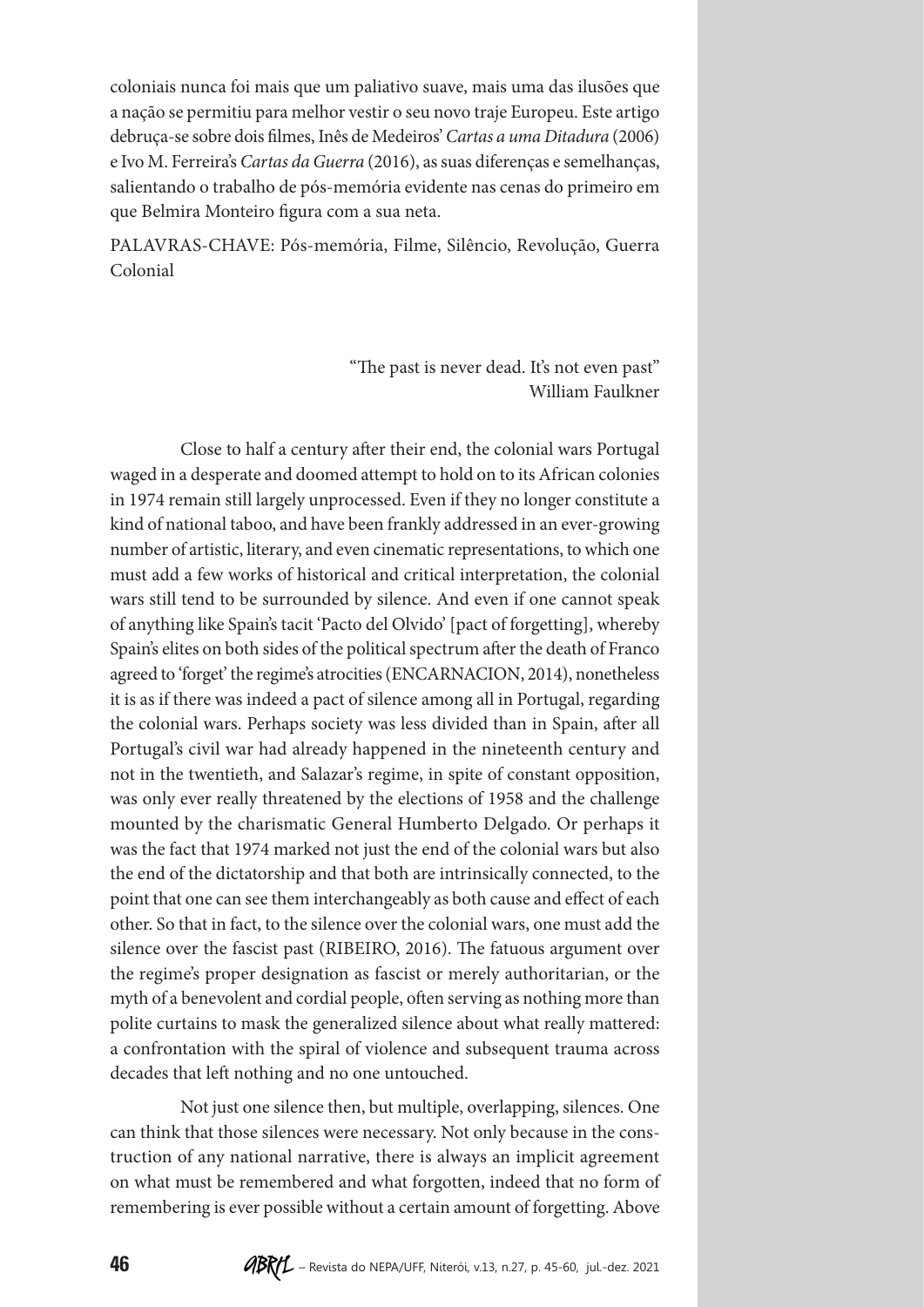coloniais nunca foi mais que um paliativo suave, mais uma das ilusões que a nação se permitiu para melhor vestir o seu novo traje Europeu. Este artigo debruça-se sobre dois filmes, Inês de Medeiros' *Cartas a uma Ditadura* (2006) e Ivo M. Ferreira's *Cartas da Guerra* (2016), as suas diferenças e semelhanças, salientando o trabalho de pós-memória evidente nas cenas do primeiro em que Belmira Monteiro figura com a sua neta.

PALAVRAS-CHAVE: Pós-memória, Filme, Silêncio, Revolução, Guerra Colonial

> "The past is never dead. It's not even past"
> William Faulkner

Close to half a century after their end, the colonial wars Portugal waged in a desperate and doomed attempt to hold on to its African colonies in 1974 remain still largely unprocessed. Even if they no longer constitute a kind of national taboo, and have been frankly addressed in an ever-growing number of artistic, literary, and even cinematic representations, to which one must add a few works of historical and critical interpretation, the colonial wars still tend to be surrounded by silence. And even if one cannot speak of anything like Spain's tacit 'Pacto del Olvido' [pact of forgetting], whereby Spain's elites on both sides of the political spectrum after the death of Franco agreed to 'forget' the regime's atrocities (ENCARNACION, 2014), nonetheless it is as if there was indeed a pact of silence among all in Portugal, regarding the colonial wars. Perhaps society was less divided than in Spain, after all Portugal's civil war had already happened in the nineteenth century and not in the twentieth, and Salazar's regime, in spite of constant opposition, was only ever really threatened by the elections of 1958 and the challenge mounted by the charismatic General Humberto Delgado. Or perhaps it was the fact that 1974 marked not just the end of the colonial wars but also the end of the dictatorship and that both are intrinsically connected, to the point that one can see them interchangeably as both cause and effect of each other. So that in fact, to the silence over the colonial wars, one must add the silence over the fascist past (RIBEIRO, 2016). The fatuous argument over the regime's proper designation as fascist or merely authoritarian, or the myth of a benevolent and cordial people, often serving as nothing more than polite curtains to mask the generalized silence about what really mattered: a confrontation with the spiral of violence and subsequent trauma across decades that left nothing and no one untouched.

Not just one silence then, but multiple, overlapping, silences. One can think that those silences were necessary. Not only because in the construction of any national narrative, there is always an implicit agreement on what must be remembered and what forgotten, indeed that no form of remembering is ever possible without a certain amount of forgetting. Above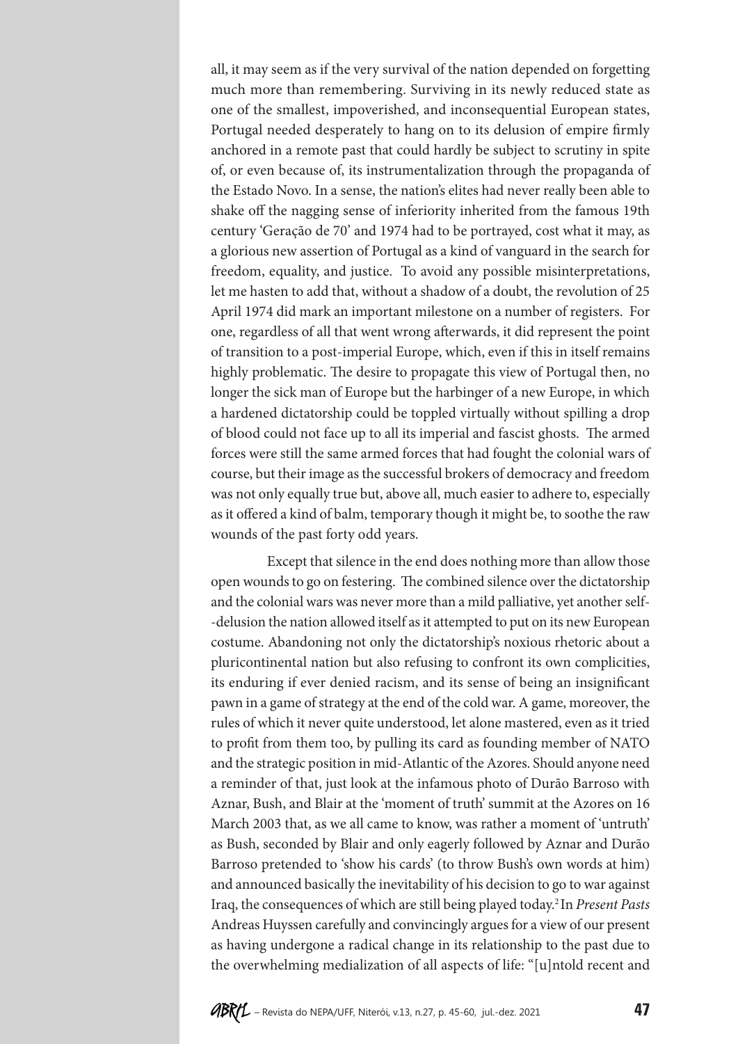all, it may seem as if the very survival of the nation depended on forgetting much more than remembering. Surviving in its newly reduced state as one of the smallest, impoverished, and inconsequential European states, Portugal needed desperately to hang on to its delusion of empire firmly anchored in a remote past that could hardly be subject to scrutiny in spite of, or even because of, its instrumentalization through the propaganda of the Estado Novo. In a sense, the nation's elites had never really been able to shake off the nagging sense of inferiority inherited from the famous 19th century 'Geração de 70' and 1974 had to be portrayed, cost what it may, as a glorious new assertion of Portugal as a kind of vanguard in the search for freedom, equality, and justice. To avoid any possible misinterpretations, let me hasten to add that, without a shadow of a doubt, the revolution of 25 April 1974 did mark an important milestone on a number of registers. For one, regardless of all that went wrong afterwards, it did represent the point of transition to a post-imperial Europe, which, even if this in itself remains highly problematic. The desire to propagate this view of Portugal then, no longer the sick man of Europe but the harbinger of a new Europe, in which a hardened dictatorship could be toppled virtually without spilling a drop of blood could not face up to all its imperial and fascist ghosts. The armed forces were still the same armed forces that had fought the colonial wars of course, but their image as the successful brokers of democracy and freedom was not only equally true but, above all, much easier to adhere to, especially as it offered a kind of balm, temporary though it might be, to soothe the raw wounds of the past forty odd years.

Except that silence in the end does nothing more than allow those open wounds to go on festering. The combined silence over the dictatorship and the colonial wars was never more than a mild palliative, yet another self--delusion the nation allowed itself as it attempted to put on its new European costume. Abandoning not only the dictatorship's noxious rhetoric about a pluricontinental nation but also refusing to confront its own complicities, its enduring if ever denied racism, and its sense of being an insignificant pawn in a game of strategy at the end of the cold war. A game, moreover, the rules of which it never quite understood, let alone mastered, even as it tried to profit from them too, by pulling its card as founding member of NATO and the strategic position in mid-Atlantic of the Azores. Should anyone need a reminder of that, just look at the infamous photo of Durão Barroso with Aznar, Bush, and Blair at the 'moment of truth' summit at the Azores on 16 March 2003 that, as we all came to know, was rather a moment of 'untruth' as Bush, seconded by Blair and only eagerly followed by Aznar and Durão Barroso pretended to 'show his cards' (to throw Bush's own words at him) and announced basically the inevitability of his decision to go to war against Iraq, the consequences of which are still being played today.[2] In *Present Pasts* Andreas Huyssen carefully and convincingly argues for a view of our present as having undergone a radical change in its relationship to the past due to the overwhelming medialization of all aspects of life: "[u]ntold recent and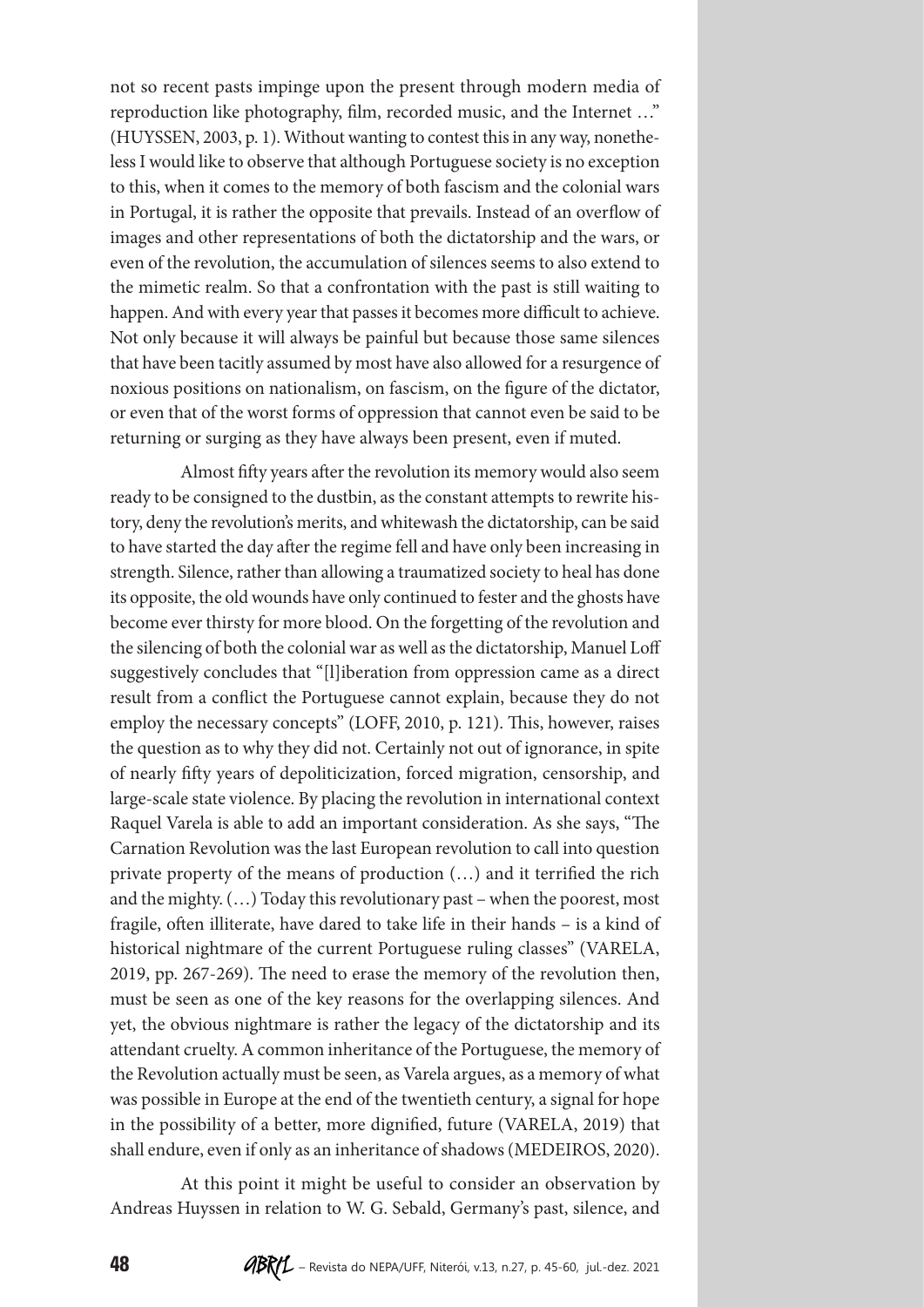not so recent pasts impinge upon the present through modern media of reproduction like photography, film, recorded music, and the Internet …" (HUYSSEN, 2003, p. 1). Without wanting to contest this in any way, nonetheless I would like to observe that although Portuguese society is no exception to this, when it comes to the memory of both fascism and the colonial wars in Portugal, it is rather the opposite that prevails. Instead of an overflow of images and other representations of both the dictatorship and the wars, or even of the revolution, the accumulation of silences seems to also extend to the mimetic realm. So that a confrontation with the past is still waiting to happen. And with every year that passes it becomes more difficult to achieve. Not only because it will always be painful but because those same silences that have been tacitly assumed by most have also allowed for a resurgence of noxious positions on nationalism, on fascism, on the figure of the dictator, or even that of the worst forms of oppression that cannot even be said to be returning or surging as they have always been present, even if muted.

Almost fifty years after the revolution its memory would also seem ready to be consigned to the dustbin, as the constant attempts to rewrite history, deny the revolution's merits, and whitewash the dictatorship, can be said to have started the day after the regime fell and have only been increasing in strength. Silence, rather than allowing a traumatized society to heal has done its opposite, the old wounds have only continued to fester and the ghosts have become ever thirsty for more blood. On the forgetting of the revolution and the silencing of both the colonial war as well as the dictatorship, Manuel Loff suggestively concludes that "[l]iberation from oppression came as a direct result from a conflict the Portuguese cannot explain, because they do not employ the necessary concepts" (LOFF, 2010, p. 121). This, however, raises the question as to why they did not. Certainly not out of ignorance, in spite of nearly fifty years of depoliticization, forced migration, censorship, and large-scale state violence. By placing the revolution in international context Raquel Varela is able to add an important consideration. As she says, "The Carnation Revolution was the last European revolution to call into question private property of the means of production (…) and it terrified the rich and the mighty. (…) Today this revolutionary past – when the poorest, most fragile, often illiterate, have dared to take life in their hands – is a kind of historical nightmare of the current Portuguese ruling classes" (VARELA, 2019, pp. 267-269). The need to erase the memory of the revolution then, must be seen as one of the key reasons for the overlapping silences. And yet, the obvious nightmare is rather the legacy of the dictatorship and its attendant cruelty. A common inheritance of the Portuguese, the memory of the Revolution actually must be seen, as Varela argues, as a memory of what was possible in Europe at the end of the twentieth century, a signal for hope in the possibility of a better, more dignified, future (VARELA, 2019) that shall endure, even if only as an inheritance of shadows (MEDEIROS, 2020).

At this point it might be useful to consider an observation by Andreas Huyssen in relation to W. G. Sebald, Germany's past, silence, and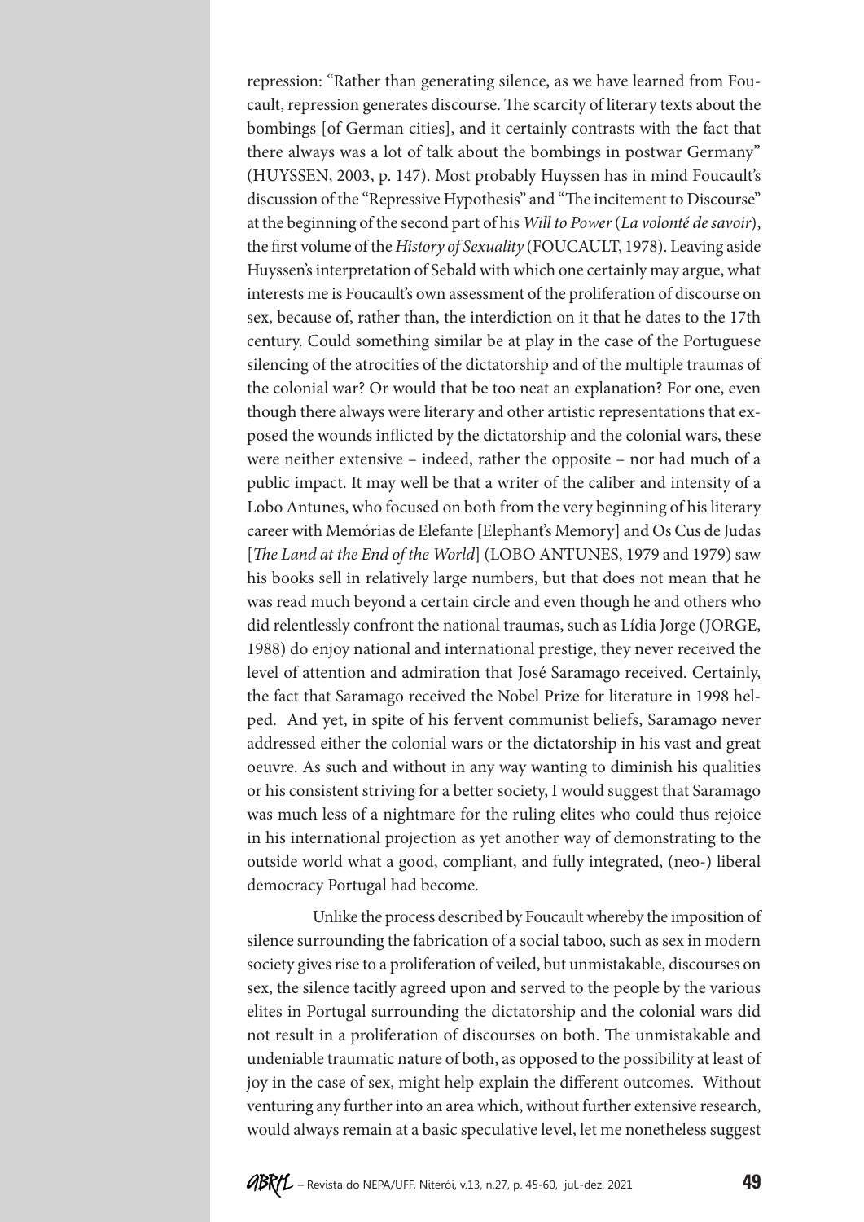repression: "Rather than generating silence, as we have learned from Foucault, repression generates discourse. The scarcity of literary texts about the bombings [of German cities], and it certainly contrasts with the fact that there always was a lot of talk about the bombings in postwar Germany" (HUYSSEN, 2003, p. 147). Most probably Huyssen has in mind Foucault's discussion of the "Repressive Hypothesis" and "The incitement to Discourse" at the beginning of the second part of his *Will to Power* (*La volonté de savoir*), the first volume of the *History of Sexuality* (FOUCAULT, 1978). Leaving aside Huyssen's interpretation of Sebald with which one certainly may argue, what interests me is Foucault's own assessment of the proliferation of discourse on sex, because of, rather than, the interdiction on it that he dates to the 17th century. Could something similar be at play in the case of the Portuguese silencing of the atrocities of the dictatorship and of the multiple traumas of the colonial war? Or would that be too neat an explanation? For one, even though there always were literary and other artistic representations that exposed the wounds inflicted by the dictatorship and the colonial wars, these were neither extensive – indeed, rather the opposite – nor had much of a public impact. It may well be that a writer of the caliber and intensity of a Lobo Antunes, who focused on both from the very beginning of his literary career with Memórias de Elefante [Elephant's Memory] and Os Cus de Judas [*The Land at the End of the World*] (LOBO ANTUNES, 1979 and 1979) saw his books sell in relatively large numbers, but that does not mean that he was read much beyond a certain circle and even though he and others who did relentlessly confront the national traumas, such as Lídia Jorge (JORGE, 1988) do enjoy national and international prestige, they never received the level of attention and admiration that José Saramago received. Certainly, the fact that Saramago received the Nobel Prize for literature in 1998 helped. And yet, in spite of his fervent communist beliefs, Saramago never addressed either the colonial wars or the dictatorship in his vast and great oeuvre. As such and without in any way wanting to diminish his qualities or his consistent striving for a better society, I would suggest that Saramago was much less of a nightmare for the ruling elites who could thus rejoice in his international projection as yet another way of demonstrating to the outside world what a good, compliant, and fully integrated, (neo-) liberal democracy Portugal had become.

Unlike the process described by Foucault whereby the imposition of silence surrounding the fabrication of a social taboo, such as sex in modern society gives rise to a proliferation of veiled, but unmistakable, discourses on sex, the silence tacitly agreed upon and served to the people by the various elites in Portugal surrounding the dictatorship and the colonial wars did not result in a proliferation of discourses on both. The unmistakable and undeniable traumatic nature of both, as opposed to the possibility at least of joy in the case of sex, might help explain the different outcomes. Without venturing any further into an area which, without further extensive research, would always remain at a basic speculative level, let me nonetheless suggest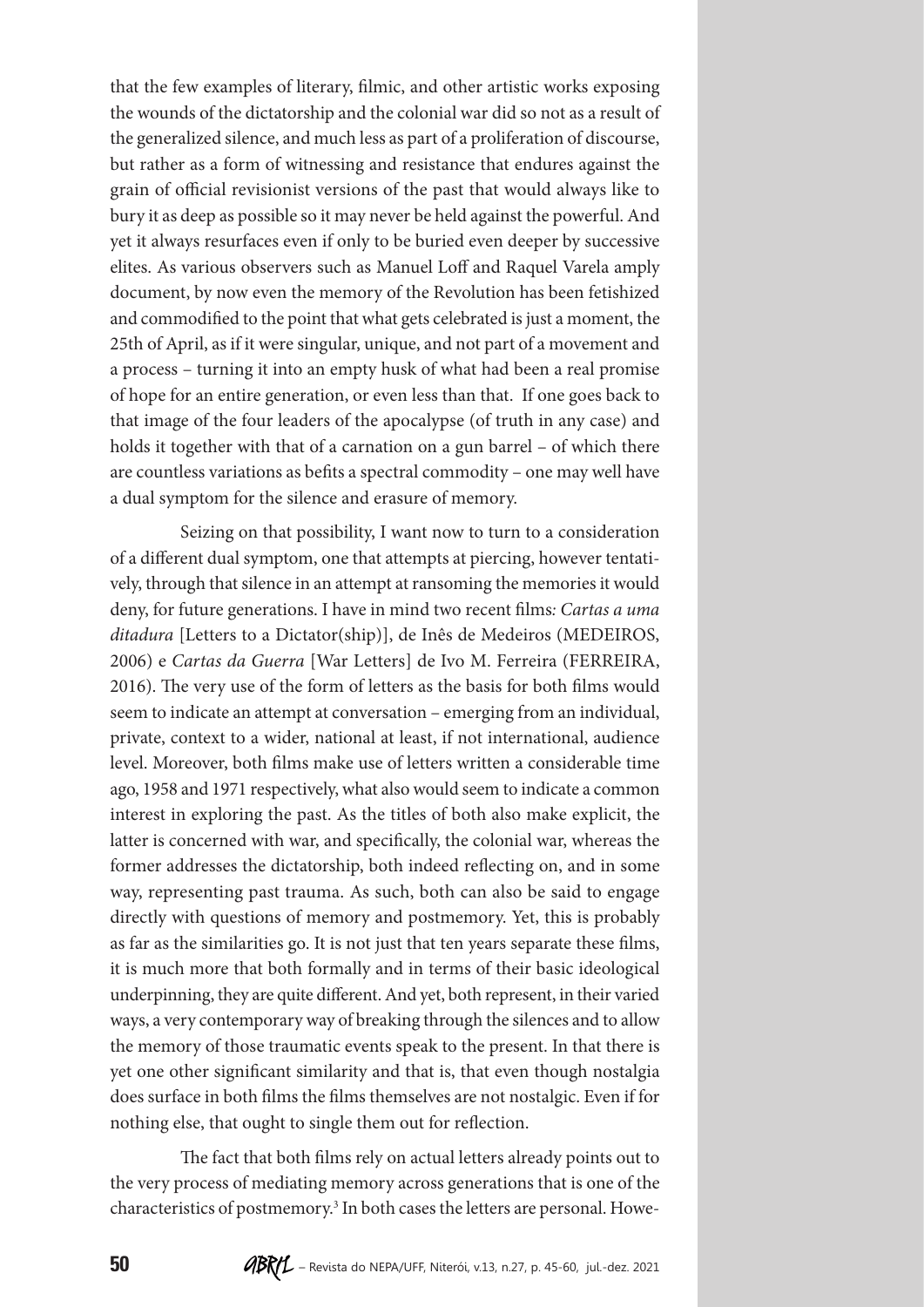that the few examples of literary, filmic, and other artistic works exposing the wounds of the dictatorship and the colonial war did so not as a result of the generalized silence, and much less as part of a proliferation of discourse, but rather as a form of witnessing and resistance that endures against the grain of official revisionist versions of the past that would always like to bury it as deep as possible so it may never be held against the powerful. And yet it always resurfaces even if only to be buried even deeper by successive elites. As various observers such as Manuel Loff and Raquel Varela amply document, by now even the memory of the Revolution has been fetishized and commodified to the point that what gets celebrated is just a moment, the 25th of April, as if it were singular, unique, and not part of a movement and a process – turning it into an empty husk of what had been a real promise of hope for an entire generation, or even less than that. If one goes back to that image of the four leaders of the apocalypse (of truth in any case) and holds it together with that of a carnation on a gun barrel – of which there are countless variations as befits a spectral commodity – one may well have a dual symptom for the silence and erasure of memory.

Seizing on that possibility, I want now to turn to a consideration of a different dual symptom, one that attempts at piercing, however tentatively, through that silence in an attempt at ransoming the memories it would deny, for future generations. I have in mind two recent films*: Cartas a uma ditadura* [Letters to a Dictator(ship)], de Inês de Medeiros (MEDEIROS, 2006) e *Cartas da Guerra* [War Letters] de Ivo M. Ferreira (FERREIRA, 2016). The very use of the form of letters as the basis for both films would seem to indicate an attempt at conversation – emerging from an individual, private, context to a wider, national at least, if not international, audience level. Moreover, both films make use of letters written a considerable time ago, 1958 and 1971 respectively, what also would seem to indicate a common interest in exploring the past. As the titles of both also make explicit, the latter is concerned with war, and specifically, the colonial war, whereas the former addresses the dictatorship, both indeed reflecting on, and in some way, representing past trauma. As such, both can also be said to engage directly with questions of memory and postmemory. Yet, this is probably as far as the similarities go. It is not just that ten years separate these films, it is much more that both formally and in terms of their basic ideological underpinning, they are quite different. And yet, both represent, in their varied ways, a very contemporary way of breaking through the silences and to allow the memory of those traumatic events speak to the present. In that there is yet one other significant similarity and that is, that even though nostalgia does surface in both films the films themselves are not nostalgic. Even if for nothing else, that ought to single them out for reflection.

The fact that both films rely on actual letters already points out to the very process of mediating memory across generations that is one of the characteristics of postmemory.[3] In both cases the letters are personal. Howe-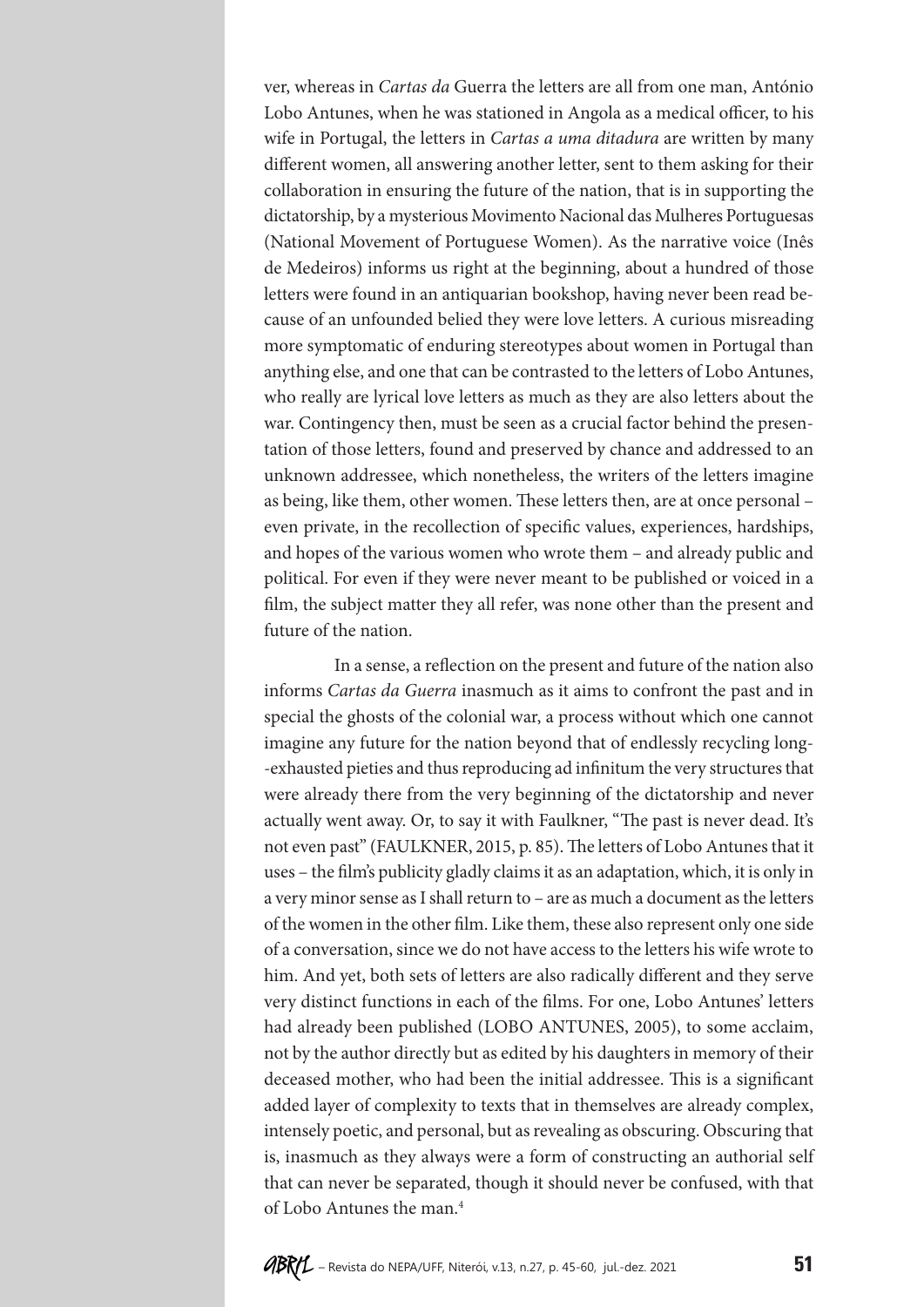ver, whereas in *Cartas da* Guerra the letters are all from one man, António Lobo Antunes, when he was stationed in Angola as a medical officer, to his wife in Portugal, the letters in *Cartas a uma ditadura* are written by many different women, all answering another letter, sent to them asking for their collaboration in ensuring the future of the nation, that is in supporting the dictatorship, by a mysterious Movimento Nacional das Mulheres Portuguesas (National Movement of Portuguese Women). As the narrative voice (Inês de Medeiros) informs us right at the beginning, about a hundred of those letters were found in an antiquarian bookshop, having never been read because of an unfounded belied they were love letters. A curious misreading more symptomatic of enduring stereotypes about women in Portugal than anything else, and one that can be contrasted to the letters of Lobo Antunes, who really are lyrical love letters as much as they are also letters about the war. Contingency then, must be seen as a crucial factor behind the presentation of those letters, found and preserved by chance and addressed to an unknown addressee, which nonetheless, the writers of the letters imagine as being, like them, other women. These letters then, are at once personal – even private, in the recollection of specific values, experiences, hardships, and hopes of the various women who wrote them – and already public and political. For even if they were never meant to be published or voiced in a film, the subject matter they all refer, was none other than the present and future of the nation.

In a sense, a reflection on the present and future of the nation also informs *Cartas da Guerra* inasmuch as it aims to confront the past and in special the ghosts of the colonial war, a process without which one cannot imagine any future for the nation beyond that of endlessly recycling long-exhausted pieties and thus reproducing ad infinitum the very structures that were already there from the very beginning of the dictatorship and never actually went away. Or, to say it with Faulkner, "The past is never dead. It's not even past" (FAULKNER, 2015, p. 85). The letters of Lobo Antunes that it uses – the film's publicity gladly claims it as an adaptation, which, it is only in a very minor sense as I shall return to – are as much a document as the letters of the women in the other film. Like them, these also represent only one side of a conversation, since we do not have access to the letters his wife wrote to him. And yet, both sets of letters are also radically different and they serve very distinct functions in each of the films. For one, Lobo Antunes' letters had already been published (LOBO ANTUNES, 2005), to some acclaim, not by the author directly but as edited by his daughters in memory of their deceased mother, who had been the initial addressee. This is a significant added layer of complexity to texts that in themselves are already complex, intensely poetic, and personal, but as revealing as obscuring. Obscuring that is, inasmuch as they always were a form of constructing an authorial self that can never be separated, though it should never be confused, with that of Lobo Antunes the man.[4]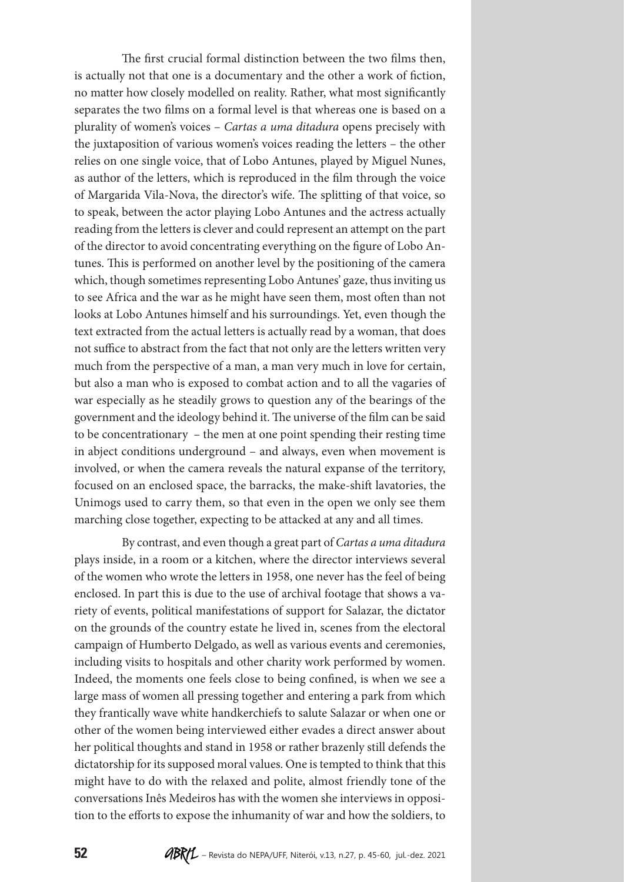The first crucial formal distinction between the two films then, is actually not that one is a documentary and the other a work of fiction, no matter how closely modelled on reality. Rather, what most significantly separates the two films on a formal level is that whereas one is based on a plurality of women's voices – *Cartas a uma ditadura* opens precisely with the juxtaposition of various women's voices reading the letters – the other relies on one single voice, that of Lobo Antunes, played by Miguel Nunes, as author of the letters, which is reproduced in the film through the voice of Margarida Vila-Nova, the director's wife. The splitting of that voice, so to speak, between the actor playing Lobo Antunes and the actress actually reading from the letters is clever and could represent an attempt on the part of the director to avoid concentrating everything on the figure of Lobo Antunes. This is performed on another level by the positioning of the camera which, though sometimes representing Lobo Antunes' gaze, thus inviting us to see Africa and the war as he might have seen them, most often than not looks at Lobo Antunes himself and his surroundings. Yet, even though the text extracted from the actual letters is actually read by a woman, that does not suffice to abstract from the fact that not only are the letters written very much from the perspective of a man, a man very much in love for certain, but also a man who is exposed to combat action and to all the vagaries of war especially as he steadily grows to question any of the bearings of the government and the ideology behind it. The universe of the film can be said to be concentrationary – the men at one point spending their resting time in abject conditions underground – and always, even when movement is involved, or when the camera reveals the natural expanse of the territory, focused on an enclosed space, the barracks, the make-shift lavatories, the Unimogs used to carry them, so that even in the open we only see them marching close together, expecting to be attacked at any and all times.

By contrast, and even though a great part of *Cartas a uma ditadura* plays inside, in a room or a kitchen, where the director interviews several of the women who wrote the letters in 1958, one never has the feel of being enclosed. In part this is due to the use of archival footage that shows a variety of events, political manifestations of support for Salazar, the dictator on the grounds of the country estate he lived in, scenes from the electoral campaign of Humberto Delgado, as well as various events and ceremonies, including visits to hospitals and other charity work performed by women. Indeed, the moments one feels close to being confined, is when we see a large mass of women all pressing together and entering a park from which they frantically wave white handkerchiefs to salute Salazar or when one or other of the women being interviewed either evades a direct answer about her political thoughts and stand in 1958 or rather brazenly still defends the dictatorship for its supposed moral values. One is tempted to think that this might have to do with the relaxed and polite, almost friendly tone of the conversations Inês Medeiros has with the women she interviews in opposition to the efforts to expose the inhumanity of war and how the soldiers, to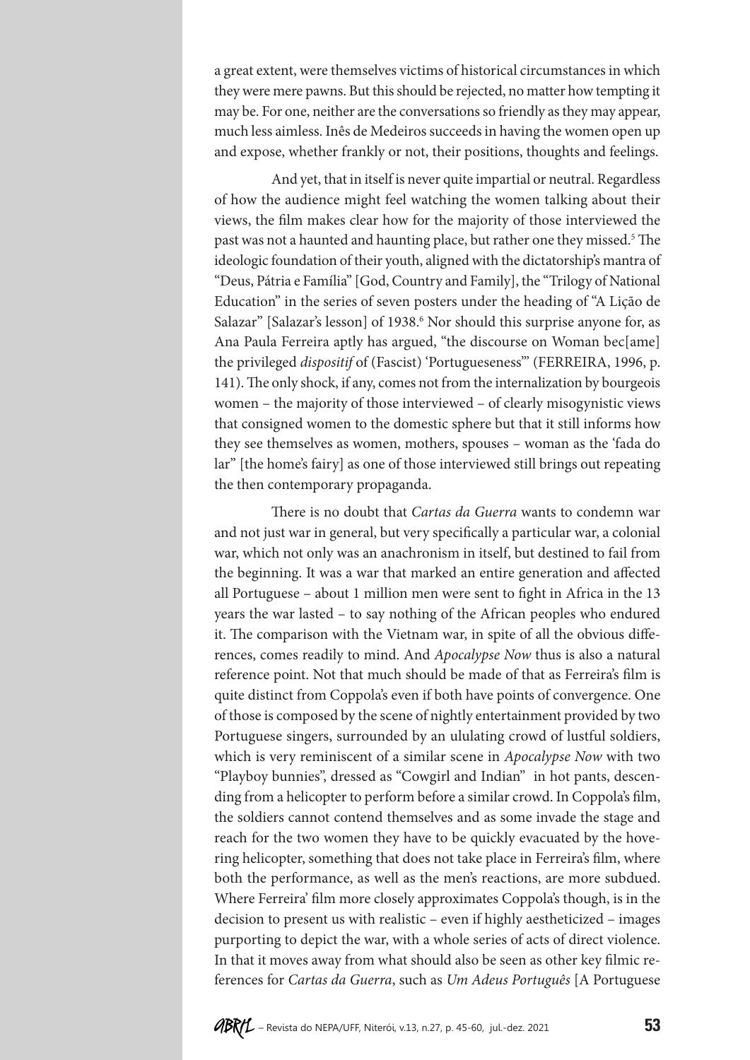a great extent, were themselves victims of historical circumstances in which they were mere pawns. But this should be rejected, no matter how tempting it may be. For one, neither are the conversations so friendly as they may appear, much less aimless. Inês de Medeiros succeeds in having the women open up and expose, whether frankly or not, their positions, thoughts and feelings.

And yet, that in itself is never quite impartial or neutral. Regardless of how the audience might feel watching the women talking about their views, the film makes clear how for the majority of those interviewed the past was not a haunted and haunting place, but rather one they missed.[5] The ideologic foundation of their youth, aligned with the dictatorship's mantra of "Deus, Pátria e Família" [God, Country and Family], the "Trilogy of National Education" in the series of seven posters under the heading of "A Lição de Salazar" [Salazar's lesson] of 1938.[6] Nor should this surprise anyone for, as Ana Paula Ferreira aptly has argued, "the discourse on Woman bec[ame] the privileged *dispositif* of (Fascist) 'Portugueseness'" (FERREIRA, 1996, p. 141). The only shock, if any, comes not from the internalization by bourgeois women – the majority of those interviewed – of clearly misogynistic views that consigned women to the domestic sphere but that it still informs how they see themselves as women, mothers, spouses – woman as the 'fada do lar" [the home's fairy] as one of those interviewed still brings out repeating the then contemporary propaganda.

There is no doubt that *Cartas da Guerra* wants to condemn war and not just war in general, but very specifically a particular war, a colonial war, which not only was an anachronism in itself, but destined to fail from the beginning. It was a war that marked an entire generation and affected all Portuguese – about 1 million men were sent to fight in Africa in the 13 years the war lasted – to say nothing of the African peoples who endured it. The comparison with the Vietnam war, in spite of all the obvious differences, comes readily to mind. And *Apocalypse Now* thus is also a natural reference point. Not that much should be made of that as Ferreira's film is quite distinct from Coppola's even if both have points of convergence. One of those is composed by the scene of nightly entertainment provided by two Portuguese singers, surrounded by an ululating crowd of lustful soldiers, which is very reminiscent of a similar scene in *Apocalypse Now* with two "Playboy bunnies", dressed as "Cowgirl and Indian" in hot pants, descending from a helicopter to perform before a similar crowd. In Coppola's film, the soldiers cannot contend themselves and as some invade the stage and reach for the two women they have to be quickly evacuated by the hovering helicopter, something that does not take place in Ferreira's film, where both the performance, as well as the men's reactions, are more subdued. Where Ferreira' film more closely approximates Coppola's though, is in the decision to present us with realistic – even if highly aestheticized – images purporting to depict the war, with a whole series of acts of direct violence. In that it moves away from what should also be seen as other key filmic references for *Cartas da Guerra*, such as *Um Adeus Português* [A Portuguese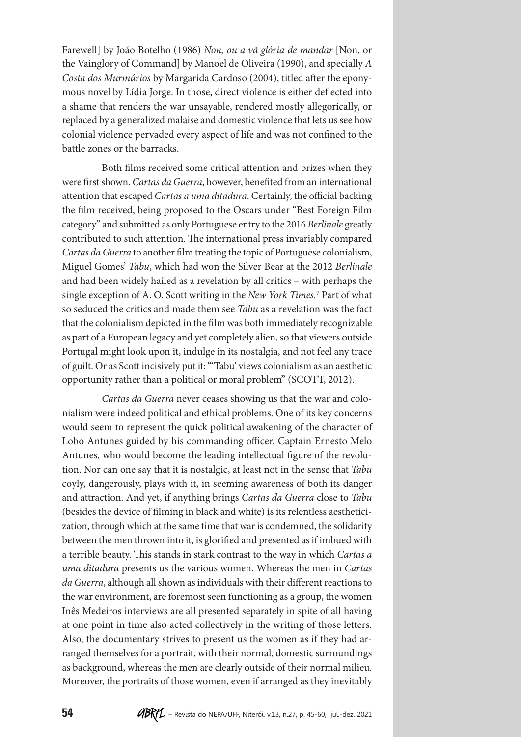Farewell] by João Botelho (1986) *Non, ou a vã glória de mandar* [Non, or the Vainglory of Command] by Manoel de Oliveira (1990), and specially *A Costa dos Murmúrios* by Margarida Cardoso (2004), titled after the eponymous novel by Lídia Jorge. In those, direct violence is either deflected into a shame that renders the war unsayable, rendered mostly allegorically, or replaced by a generalized malaise and domestic violence that lets us see how colonial violence pervaded every aspect of life and was not confined to the battle zones or the barracks.

Both films received some critical attention and prizes when they were first shown. *Cartas da Guerra*, however, benefited from an international attention that escaped *Cartas a uma ditadura*. Certainly, the official backing the film received, being proposed to the Oscars under "Best Foreign Film category" and submitted as only Portuguese entry to the 2016 *Berlinale* greatly contributed to such attention. The international press invariably compared *Cartas da Guerra* to another film treating the topic of Portuguese colonialism, Miguel Gomes' *Tabu*, which had won the Silver Bear at the 2012 *Berlinale* and had been widely hailed as a revelation by all critics – with perhaps the single exception of A. O. Scott writing in the *New York Times.*[7] Part of what so seduced the critics and made them see *Tabu* as a revelation was the fact that the colonialism depicted in the film was both immediately recognizable as part of a European legacy and yet completely alien, so that viewers outside Portugal might look upon it, indulge in its nostalgia, and not feel any trace of guilt. Or as Scott incisively put it: "'Tabu' views colonialism as an aesthetic opportunity rather than a political or moral problem" (SCOTT, 2012).

*Cartas da Guerra* never ceases showing us that the war and colonialism were indeed political and ethical problems. One of its key concerns would seem to represent the quick political awakening of the character of Lobo Antunes guided by his commanding officer, Captain Ernesto Melo Antunes, who would become the leading intellectual figure of the revolution. Nor can one say that it is nostalgic, at least not in the sense that *Tabu* coyly, dangerously, plays with it, in seeming awareness of both its danger and attraction. And yet, if anything brings *Cartas da Guerra* close to *Tabu* (besides the device of filming in black and white) is its relentless aestheticization, through which at the same time that war is condemned, the solidarity between the men thrown into it, is glorified and presented as if imbued with a terrible beauty. This stands in stark contrast to the way in which *Cartas a uma ditadura* presents us the various women. Whereas the men in *Cartas da Guerra*, although all shown as individuals with their different reactions to the war environment, are foremost seen functioning as a group, the women Inês Medeiros interviews are all presented separately in spite of all having at one point in time also acted collectively in the writing of those letters. Also, the documentary strives to present us the women as if they had arranged themselves for a portrait, with their normal, domestic surroundings as background, whereas the men are clearly outside of their normal milieu. Moreover, the portraits of those women, even if arranged as they inevitably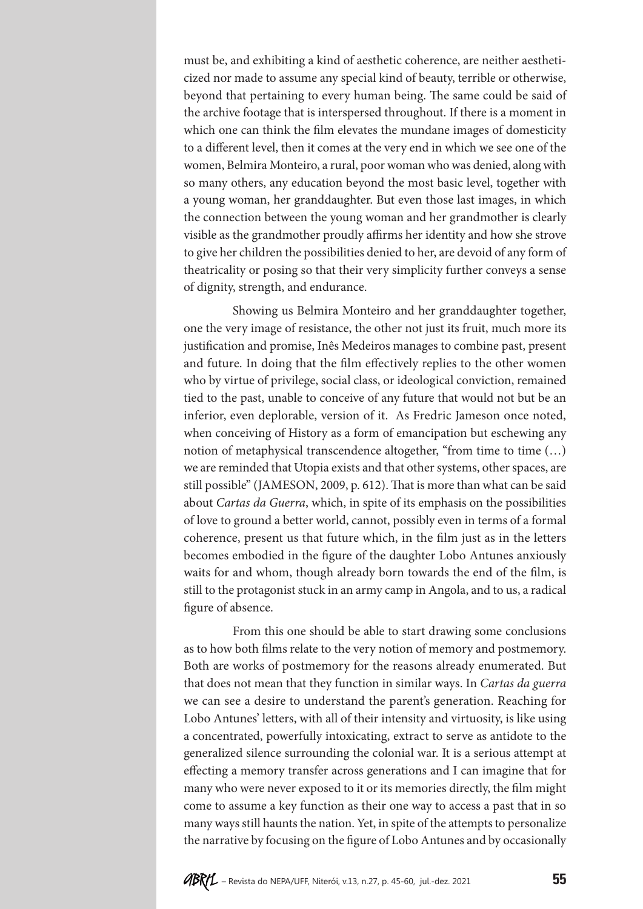must be, and exhibiting a kind of aesthetic coherence, are neither aestheticized nor made to assume any special kind of beauty, terrible or otherwise, beyond that pertaining to every human being. The same could be said of the archive footage that is interspersed throughout. If there is a moment in which one can think the film elevates the mundane images of domesticity to a different level, then it comes at the very end in which we see one of the women, Belmira Monteiro, a rural, poor woman who was denied, along with so many others, any education beyond the most basic level, together with a young woman, her granddaughter. But even those last images, in which the connection between the young woman and her grandmother is clearly visible as the grandmother proudly affirms her identity and how she strove to give her children the possibilities denied to her, are devoid of any form of theatricality or posing so that their very simplicity further conveys a sense of dignity, strength, and endurance.

Showing us Belmira Monteiro and her granddaughter together, one the very image of resistance, the other not just its fruit, much more its justification and promise, Inês Medeiros manages to combine past, present and future. In doing that the film effectively replies to the other women who by virtue of privilege, social class, or ideological conviction, remained tied to the past, unable to conceive of any future that would not but be an inferior, even deplorable, version of it. As Fredric Jameson once noted, when conceiving of History as a form of emancipation but eschewing any notion of metaphysical transcendence altogether, "from time to time (…) we are reminded that Utopia exists and that other systems, other spaces, are still possible" (JAMESON, 2009, p. 612). That is more than what can be said about *Cartas da Guerra*, which, in spite of its emphasis on the possibilities of love to ground a better world, cannot, possibly even in terms of a formal coherence, present us that future which, in the film just as in the letters becomes embodied in the figure of the daughter Lobo Antunes anxiously waits for and whom, though already born towards the end of the film, is still to the protagonist stuck in an army camp in Angola, and to us, a radical figure of absence.

From this one should be able to start drawing some conclusions as to how both films relate to the very notion of memory and postmemory. Both are works of postmemory for the reasons already enumerated. But that does not mean that they function in similar ways. In *Cartas da guerra* we can see a desire to understand the parent's generation. Reaching for Lobo Antunes' letters, with all of their intensity and virtuosity, is like using a concentrated, powerfully intoxicating, extract to serve as antidote to the generalized silence surrounding the colonial war. It is a serious attempt at effecting a memory transfer across generations and I can imagine that for many who were never exposed to it or its memories directly, the film might come to assume a key function as their one way to access a past that in so many ways still haunts the nation. Yet, in spite of the attempts to personalize the narrative by focusing on the figure of Lobo Antunes and by occasionally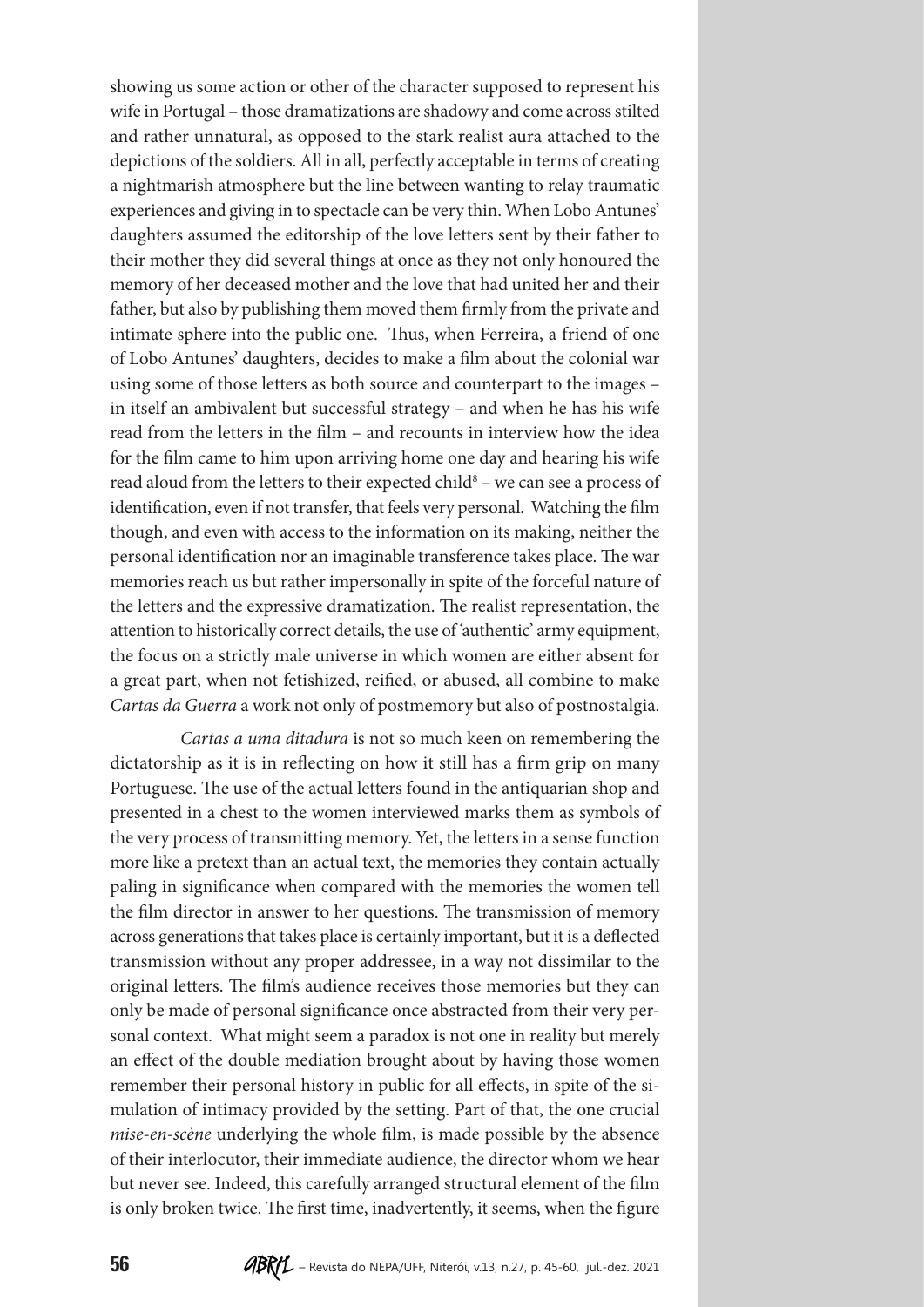showing us some action or other of the character supposed to represent his wife in Portugal – those dramatizations are shadowy and come across stilted and rather unnatural, as opposed to the stark realist aura attached to the depictions of the soldiers. All in all, perfectly acceptable in terms of creating a nightmarish atmosphere but the line between wanting to relay traumatic experiences and giving in to spectacle can be very thin. When Lobo Antunes' daughters assumed the editorship of the love letters sent by their father to their mother they did several things at once as they not only honoured the memory of her deceased mother and the love that had united her and their father, but also by publishing them moved them firmly from the private and intimate sphere into the public one. Thus, when Ferreira, a friend of one of Lobo Antunes' daughters, decides to make a film about the colonial war using some of those letters as both source and counterpart to the images – in itself an ambivalent but successful strategy – and when he has his wife read from the letters in the film – and recounts in interview how the idea for the film came to him upon arriving home one day and hearing his wife read aloud from the letters to their expected child[8] – we can see a process of identification, even if not transfer, that feels very personal. Watching the film though, and even with access to the information on its making, neither the personal identification nor an imaginable transference takes place. The war memories reach us but rather impersonally in spite of the forceful nature of the letters and the expressive dramatization. The realist representation, the attention to historically correct details, the use of 'authentic' army equipment, the focus on a strictly male universe in which women are either absent for a great part, when not fetishized, reified, or abused, all combine to make *Cartas da Guerra* a work not only of postmemory but also of postnostalgia.

*Cartas a uma ditadura* is not so much keen on remembering the dictatorship as it is in reflecting on how it still has a firm grip on many Portuguese. The use of the actual letters found in the antiquarian shop and presented in a chest to the women interviewed marks them as symbols of the very process of transmitting memory. Yet, the letters in a sense function more like a pretext than an actual text, the memories they contain actually paling in significance when compared with the memories the women tell the film director in answer to her questions. The transmission of memory across generations that takes place is certainly important, but it is a deflected transmission without any proper addressee, in a way not dissimilar to the original letters. The film's audience receives those memories but they can only be made of personal significance once abstracted from their very personal context. What might seem a paradox is not one in reality but merely an effect of the double mediation brought about by having those women remember their personal history in public for all effects, in spite of the simulation of intimacy provided by the setting. Part of that, the one crucial *mise-en-scène* underlying the whole film, is made possible by the absence of their interlocutor, their immediate audience, the director whom we hear but never see. Indeed, this carefully arranged structural element of the film is only broken twice. The first time, inadvertently, it seems, when the figure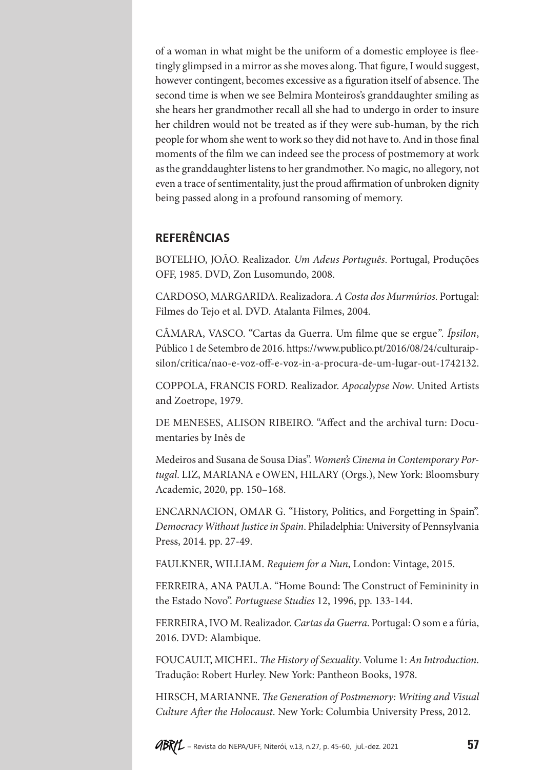of a woman in what might be the uniform of a domestic employee is fleetingly glimpsed in a mirror as she moves along. That figure, I would suggest, however contingent, becomes excessive as a figuration itself of absence. The second time is when we see Belmira Monteiros's granddaughter smiling as she hears her grandmother recall all she had to undergo in order to insure her children would not be treated as if they were sub-human, by the rich people for whom she went to work so they did not have to. And in those final moments of the film we can indeed see the process of postmemory at work as the granddaughter listens to her grandmother. No magic, no allegory, not even a trace of sentimentality, just the proud affirmation of unbroken dignity being passed along in a profound ransoming of memory.

## REFERÊNCIAS

BOTELHO, JOÃO. Realizador. *Um Adeus Português*. Portugal, Produções OFF, 1985. DVD, Zon Lusomundo, 2008.

CARDOSO, MARGARIDA. Realizadora. *A Costa dos Murmúrios*. Portugal: Filmes do Tejo et al. DVD. Atalanta Filmes, 2004.

CÂMARA, VASCO. "Cartas da Guerra. Um filme que se ergue". *Ípsilon*, Público 1 de Setembro de 2016. https://www.publico.pt/2016/08/24/culturaipsilon/critica/nao-e-voz-off-e-voz-in-a-procura-de-um-lugar-out-1742132.

COPPOLA, FRANCIS FORD. Realizador. *Apocalypse Now*. United Artists and Zoetrope, 1979.

DE MENESES, ALISON RIBEIRO. "Affect and the archival turn: Documentaries by Inês de

Medeiros and Susana de Sousa Dias". *Women's Cinema in Contemporary Portugal*. LIZ, MARIANA e OWEN, HILARY (Orgs.), New York: Bloomsbury Academic, 2020, pp. 150–168.

ENCARNACION, OMAR G. "History, Politics, and Forgetting in Spain". *Democracy Without Justice in Spain*. Philadelphia: University of Pennsylvania Press, 2014. pp. 27-49.

FAULKNER, WILLIAM. *Requiem for a Nun*, London: Vintage, 2015.

FERREIRA, ANA PAULA. "Home Bound: The Construct of Femininity in the Estado Novo". *Portuguese Studies* 12, 1996, pp. 133-144.

FERREIRA, IVO M. Realizador. *Cartas da Guerra*. Portugal: O som e a fúria, 2016. DVD: Alambique.

FOUCAULT, MICHEL. *The History of Sexuality*. Volume 1: *An Introduction*. Tradução: Robert Hurley. New York: Pantheon Books, 1978.

HIRSCH, MARIANNE. *The Generation of Postmemory: Writing and Visual Culture After the Holocaust*. New York: Columbia University Press, 2012.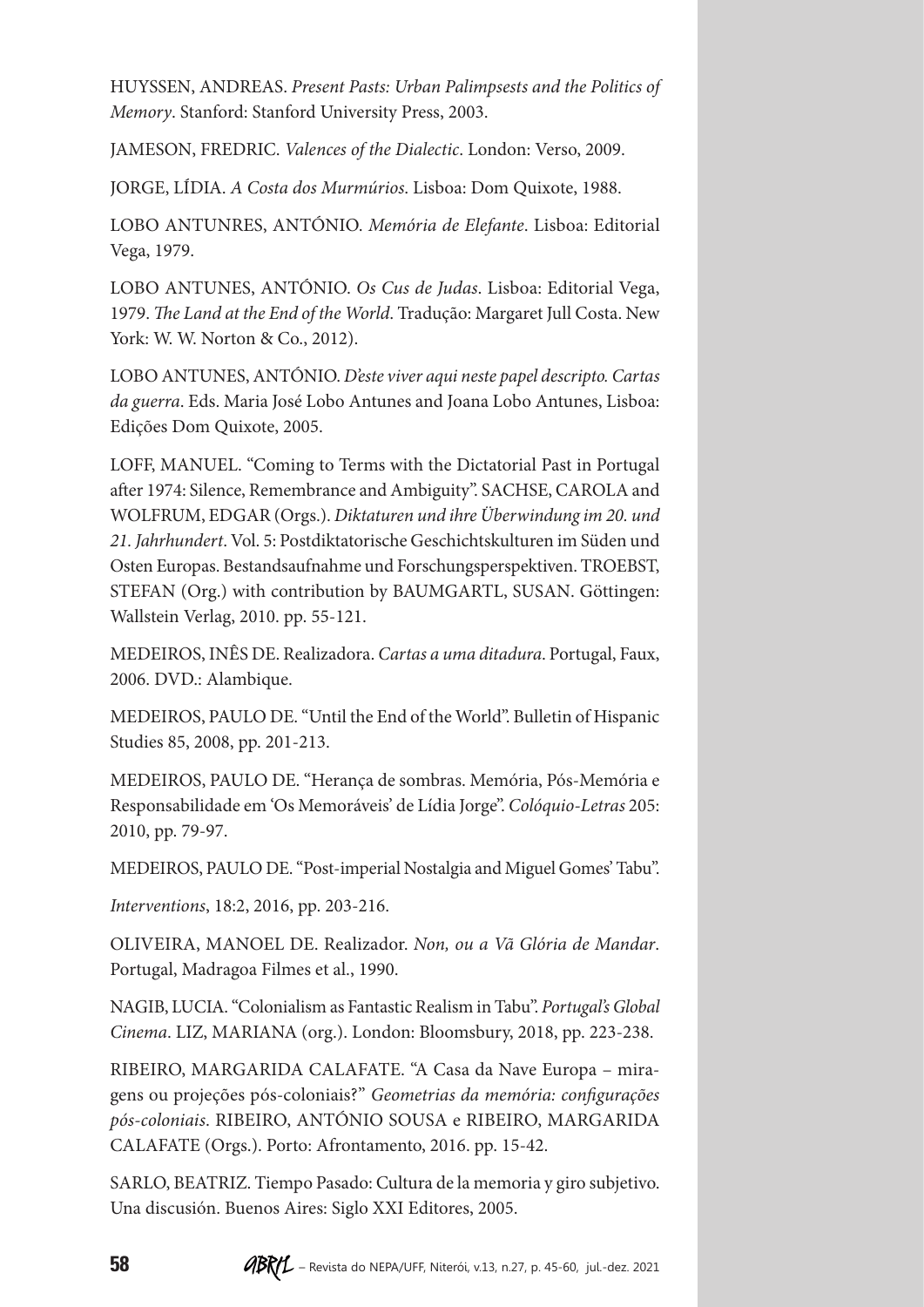HUYSSEN, ANDREAS. *Present Pasts: Urban Palimpsests and the Politics of Memory*. Stanford: Stanford University Press, 2003.

JAMESON, FREDRIC. *Valences of the Dialectic*. London: Verso, 2009.

JORGE, LÍDIA. *A Costa dos Murmúrios*. Lisboa: Dom Quixote, 1988.

LOBO ANTUNRES, ANTÓNIO. *Memória de Elefante*. Lisboa: Editorial Vega, 1979.

LOBO ANTUNES, ANTÓNIO. *Os Cus de Judas*. Lisboa: Editorial Vega, 1979. *The Land at the End of the World*. Tradução: Margaret Jull Costa. New York: W. W. Norton & Co., 2012).

LOBO ANTUNES, ANTÓNIO. *D'este viver aqui neste papel descripto. Cartas da guerra*. Eds. Maria José Lobo Antunes and Joana Lobo Antunes, Lisboa: Edições Dom Quixote, 2005.

LOFF, MANUEL. "Coming to Terms with the Dictatorial Past in Portugal after 1974: Silence, Remembrance and Ambiguity". SACHSE, CAROLA and WOLFRUM, EDGAR (Orgs.). *Diktaturen und ihre Überwindung im 20. und 21. Jahrhundert*. Vol. 5: Postdiktatorische Geschichtskulturen im Süden und Osten Europas. Bestandsaufnahme und Forschungsperspektiven. TROEBST, STEFAN (Org.) with contribution by BAUMGARTL, SUSAN. Göttingen: Wallstein Verlag, 2010. pp. 55-121.

MEDEIROS, INÊS DE. Realizadora. *Cartas a uma ditadura*. Portugal, Faux, 2006. DVD.: Alambique.

MEDEIROS, PAULO DE. "Until the End of the World". Bulletin of Hispanic Studies 85, 2008, pp. 201-213.

MEDEIROS, PAULO DE. "Herança de sombras. Memória, Pós-Memória e Responsabilidade em 'Os Memoráveis' de Lídia Jorge". *Colóquio-Letras* 205: 2010, pp. 79-97.

MEDEIROS, PAULO DE. "Post-imperial Nostalgia and Miguel Gomes' Tabu".

*Interventions*, 18:2, 2016, pp. 203-216.

OLIVEIRA, MANOEL DE. Realizador. *Non, ou a Vã Glória de Mandar*. Portugal, Madragoa Filmes et al., 1990.

NAGIB, LUCIA. "Colonialism as Fantastic Realism in Tabu". *Portugal's Global Cinema*. LIZ, MARIANA (org.). London: Bloomsbury, 2018, pp. 223-238.

RIBEIRO, MARGARIDA CALAFATE. "A Casa da Nave Europa – miragens ou projeções pós-coloniais?" *Geometrias da memória: configurações pós-coloniais*. RIBEIRO, ANTÓNIO SOUSA e RIBEIRO, MARGARIDA CALAFATE (Orgs.). Porto: Afrontamento, 2016. pp. 15-42.

SARLO, BEATRIZ. Tiempo Pasado: Cultura de la memoria y giro subjetivo. Una discusión. Buenos Aires: Siglo XXI Editores, 2005.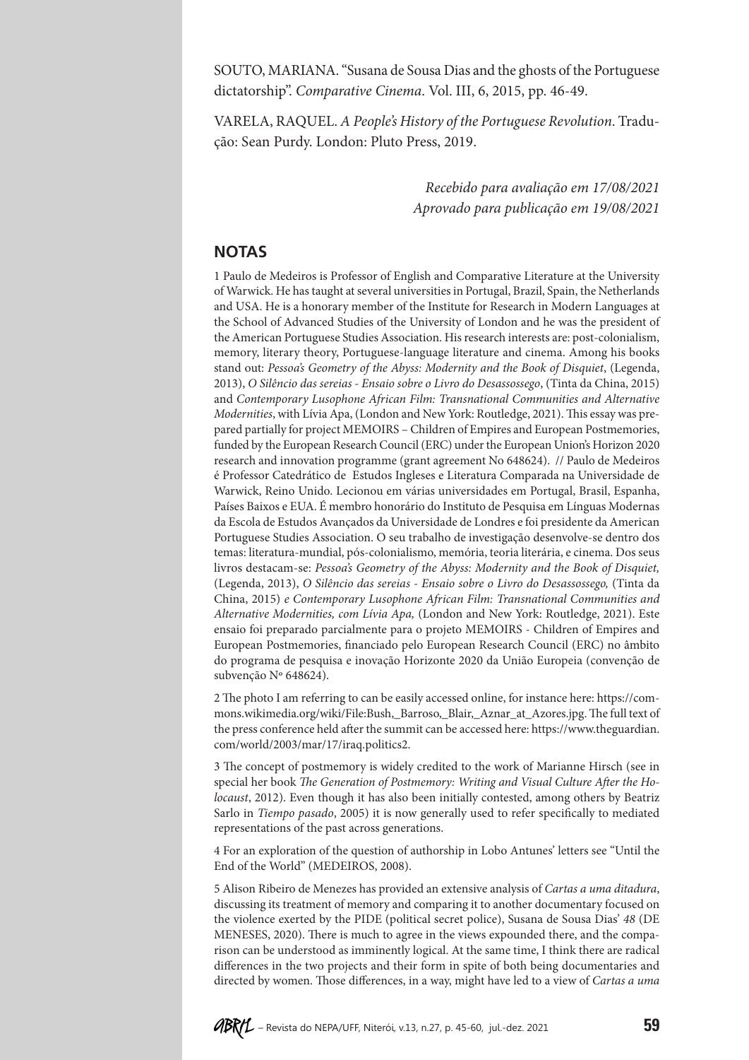SOUTO, MARIANA. "Susana de Sousa Dias and the ghosts of the Portuguese dictatorship". *Comparative Cinema*. Vol. III, 6, 2015, pp. 46-49.

VARELA, RAQUEL. *A People's History of the Portuguese Revolution*. Tradução: Sean Purdy. London: Pluto Press, 2019.

*Recebido para avaliação em 17/08/2021*
*Aprovado para publicação em 19/08/2021*

## NOTAS

1 Paulo de Medeiros is Professor of English and Comparative Literature at the University of Warwick. He has taught at several universities in Portugal, Brazil, Spain, the Netherlands and USA. He is a honorary member of the Institute for Research in Modern Languages at the School of Advanced Studies of the University of London and he was the president of the American Portuguese Studies Association. His research interests are: post-colonialism, memory, literary theory, Portuguese-language literature and cinema. Among his books stand out: *Pessoa's Geometry of the Abyss: Modernity and the Book of Disquiet*, (Legenda, 2013), *O Silêncio das sereias - Ensaio sobre o Livro do Desassossego*, (Tinta da China, 2015) and *Contemporary Lusophone African Film: Transnational Communities and Alternative Modernities*, with Lívia Apa, (London and New York: Routledge, 2021). This essay was prepared partially for project MEMOIRS – Children of Empires and European Postmemories, funded by the European Research Council (ERC) under the European Union's Horizon 2020 research and innovation programme (grant agreement No 648624). // Paulo de Medeiros é Professor Catedrático de Estudos Ingleses e Literatura Comparada na Universidade de Warwick, Reino Unido. Lecionou em várias universidades em Portugal, Brasil, Espanha, Países Baixos e EUA. É membro honorário do Instituto de Pesquisa em Línguas Modernas da Escola de Estudos Avançados da Universidade de Londres e foi presidente da American Portuguese Studies Association. O seu trabalho de investigação desenvolve-se dentro dos temas: literatura-mundial, pós-colonialismo, memória, teoria literária, e cinema. Dos seus livros destacam-se: *Pessoa's Geometry of the Abyss: Modernity and the Book of Disquiet,* (Legenda, 2013), *O Silêncio das sereias - Ensaio sobre o Livro do Desassossego,* (Tinta da China, 2015) *e Contemporary Lusophone African Film: Transnational Communities and Alternative Modernities, com Lívia Apa,* (London and New York: Routledge, 2021). Este ensaio foi preparado parcialmente para o projeto MEMOIRS - Children of Empires and European Postmemories, financiado pelo European Research Council (ERC) no âmbito do programa de pesquisa e inovação Horizonte 2020 da União Europeia (convenção de subvenção Nº 648624).

2 The photo I am referring to can be easily accessed online, for instance here: https://commons.wikimedia.org/wiki/File:Bush,_Barroso,_Blair,_Aznar_at_Azores.jpg. The full text of the press conference held after the summit can be accessed here: https://www.theguardian.com/world/2003/mar/17/iraq.politics2.

3 The concept of postmemory is widely credited to the work of Marianne Hirsch (see in special her book *The Generation of Postmemory: Writing and Visual Culture After the Holocaust*, 2012). Even though it has also been initially contested, among others by Beatriz Sarlo in *Tiempo pasado*, 2005) it is now generally used to refer specifically to mediated representations of the past across generations.

4 For an exploration of the question of authorship in Lobo Antunes' letters see "Until the End of the World" (MEDEIROS, 2008).

5 Alison Ribeiro de Menezes has provided an extensive analysis of *Cartas a uma ditadura*, discussing its treatment of memory and comparing it to another documentary focused on the violence exerted by the PIDE (political secret police), Susana de Sousa Dias' *48* (DE MENESES, 2020). There is much to agree in the views expounded there, and the comparison can be understood as imminently logical. At the same time, I think there are radical differences in the two projects and their form in spite of both being documentaries and directed by women. Those differences, in a way, might have led to a view of *Cartas a uma*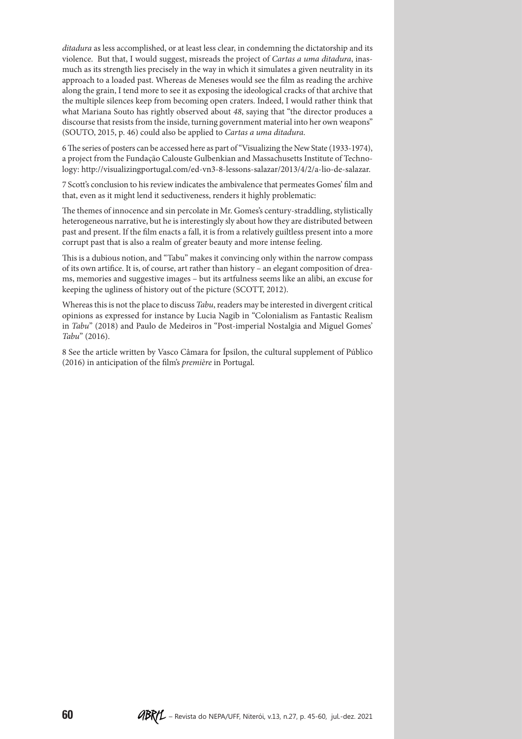*ditadura* as less accomplished, or at least less clear, in condemning the dictatorship and its violence. But that, I would suggest, misreads the project of *Cartas a uma ditadura*, inasmuch as its strength lies precisely in the way in which it simulates a given neutrality in its approach to a loaded past. Whereas de Meneses would see the film as reading the archive along the grain, I tend more to see it as exposing the ideological cracks of that archive that the multiple silences keep from becoming open craters. Indeed, I would rather think that what Mariana Souto has rightly observed about *48*, saying that "the director produces a discourse that resists from the inside, turning government material into her own weapons" (SOUTO, 2015, p. 46) could also be applied to *Cartas a uma ditadura*.

6 The series of posters can be accessed here as part of "Visualizing the New State (1933-1974), a project from the Fundação Calouste Gulbenkian and Massachusetts Institute of Technology: http://visualizingportugal.com/ed-vn3-8-lessons-salazar/2013/4/2/a-lio-de-salazar.

7 Scott's conclusion to his review indicates the ambivalence that permeates Gomes' film and that, even as it might lend it seductiveness, renders it highly problematic:

The themes of innocence and sin percolate in Mr. Gomes's century-straddling, stylistically heterogeneous narrative, but he is interestingly sly about how they are distributed between past and present. If the film enacts a fall, it is from a relatively guiltless present into a more corrupt past that is also a realm of greater beauty and more intense feeling.

This is a dubious notion, and "Tabu" makes it convincing only within the narrow compass of its own artifice. It is, of course, art rather than history – an elegant composition of dreams, memories and suggestive images – but its artfulness seems like an alibi, an excuse for keeping the ugliness of history out of the picture (SCOTT, 2012).

Whereas this is not the place to discuss *Tabu*, readers may be interested in divergent critical opinions as expressed for instance by Lucia Nagib in "Colonialism as Fantastic Realism in *Tabu*" (2018) and Paulo de Medeiros in "Post-imperial Nostalgia and Miguel Gomes' *Tabu*" (2016).

8 See the article written by Vasco Câmara for Ípsilon, the cultural supplement of Público (2016) in anticipation of the film's *première* in Portugal.